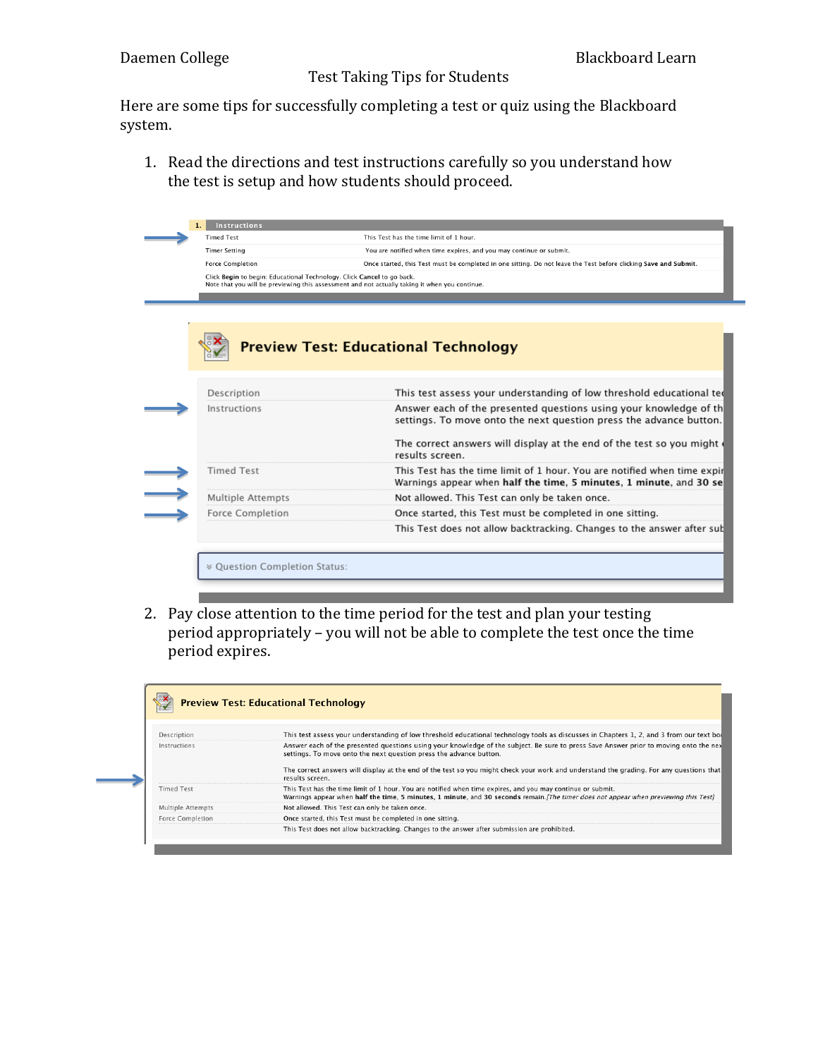Daemen College Blackboard Learn

# Test Taking Tips for Students

Here are some tips for successfully completing a test or quiz using the Blackboard system.

1. Read the directions and test instructions carefully so you understand how the test is setup and how students should proceed.

| 1. Instructions | |
|---|---|
| Timed Test | This Test has the time limit of 1 hour. |
| Timer Setting | You are notified when time expires, and you may continue or submit. |
| Force Completion | Once started, this Test must be completed in one sitting. Do not leave the Test before clicking **Save and Submit**. |

Click **Begin** to begin: Educational Technology. Click **Cancel** to go back.
Note that you will be previewing this assessment and not actually taking it when you continue.

**Preview Test: Educational Technology**

| | |
|---|---|
| Description | This test assess your understanding of low threshold educational te |
| Instructions | Answer each of the presented questions using your knowledge of th settings. To move onto the next question press the advance button.<br><br>The correct answers will display at the end of the test so you might results screen. |
| Timed Test | This Test has the time limit of 1 hour. You are notified when time expir Warnings appear when **half the time**, **5 minutes**, **1 minute**, and **30 se** |
| Multiple Attempts | Not allowed. This Test can only be taken once. |
| Force Completion | Once started, this Test must be completed in one sitting. |
| | This Test does not allow backtracking. Changes to the answer after sub |

Question Completion Status:

2. Pay close attention to the time period for the test and plan your testing period appropriately – you will not be able to complete the test once the time period expires.

**Preview Test: Educational Technology**

| | |
|---|---|
| Description | This test assess your understanding of low threshold educational technology tools as discusses in Chapters 1, 2, and 3 from our text bo |
| Instructions | Answer each of the presented questions using your knowledge of the subject. Be sure to press Save Answer prior to moving onto the ne settings. To move onto the next question press the advance button.<br><br>The correct answers will display at the end of the test so you might check your work and understand the grading. For any questions that results screen. |
| Timed Test | This Test has the time limit of 1 hour. You are notified when time expires, and you may continue or submit. Warnings appear when **half the time**, **5 minutes**, **1 minute**, and **30 seconds** remain. *[The timer does not appear when previewing this Test]* |
| Multiple Attempts | Not allowed. This Test can only be taken once. |
| Force Completion | Once started, this Test must be completed in one sitting. |
| | This Test does not allow backtracking. Changes to the answer after submission are prohibited. |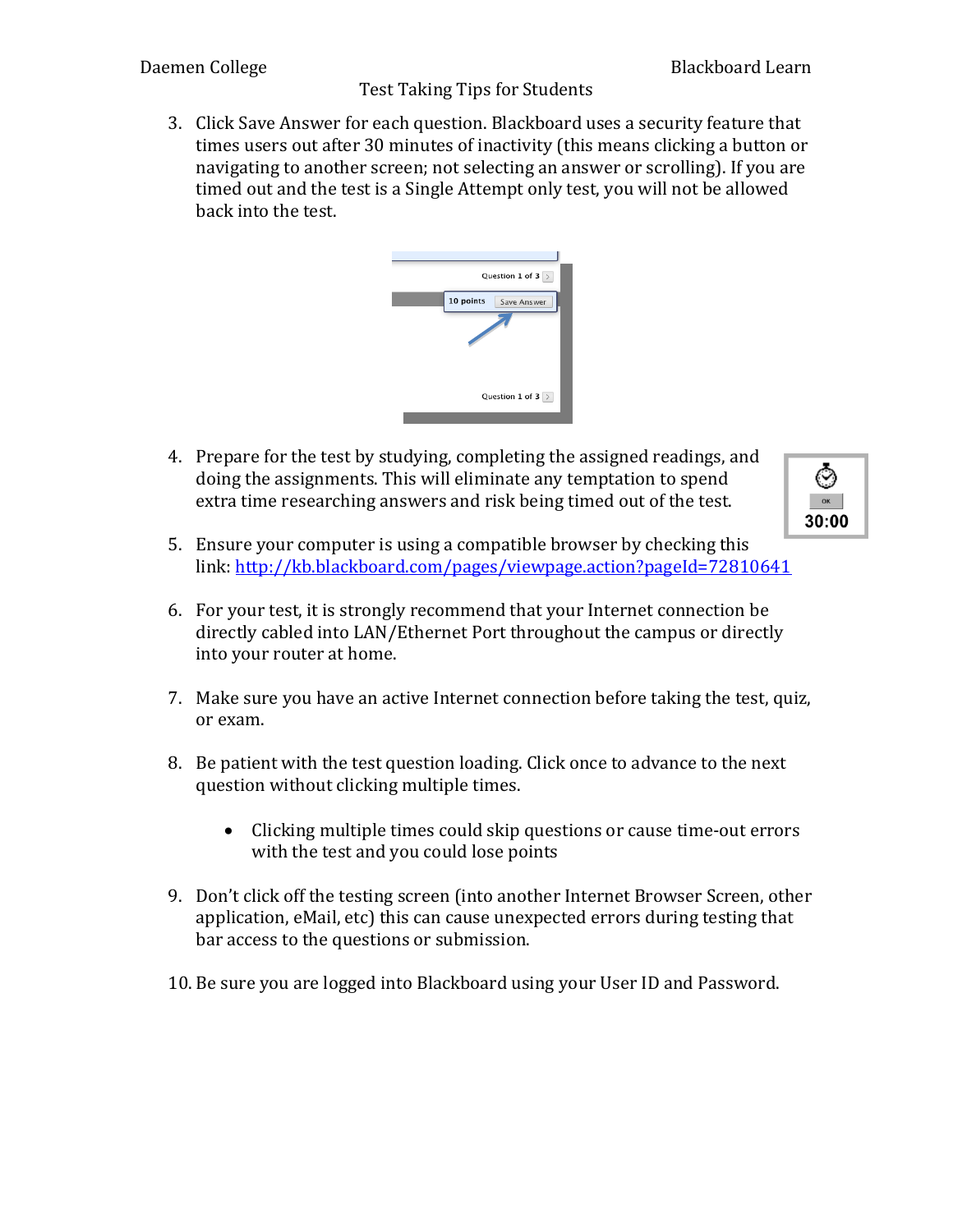3. Click Save Answer for each question. Blackboard uses a security feature that times users out after 30 minutes of inactivity (this means clicking a button or navigating to another screen; not selecting an answer or scrolling). If you are timed out and the test is a Single Attempt only test, you will not be allowed back into the test.

4. Prepare for the test by studying, completing the assigned readings, and doing the assignments. This will eliminate any temptation to spend extra time researching answers and risk being timed out of the test.

5. Ensure your computer is using a compatible browser by checking this link: [http://kb.blackboard.com/pages/viewpage.action?pageId=72810641](http://kb.blackboard.com/pages/viewpage.action?pageId=72810641)

6. For your test, it is strongly recommend that your Internet connection be directly cabled into LAN/Ethernet Port throughout the campus or directly into your router at home.

7. Make sure you have an active Internet connection before taking the test, quiz, or exam.

8. Be patient with the test question loading. Click once to advance to the next question without clicking multiple times.

   - Clicking multiple times could skip questions or cause time-out errors with the test and you could lose points

9. Don't click off the testing screen (into another Internet Browser Screen, other application, eMail, etc) this can cause unexpected errors during testing that bar access to the questions or submission.

10. Be sure you are logged into Blackboard using your User ID and Password.